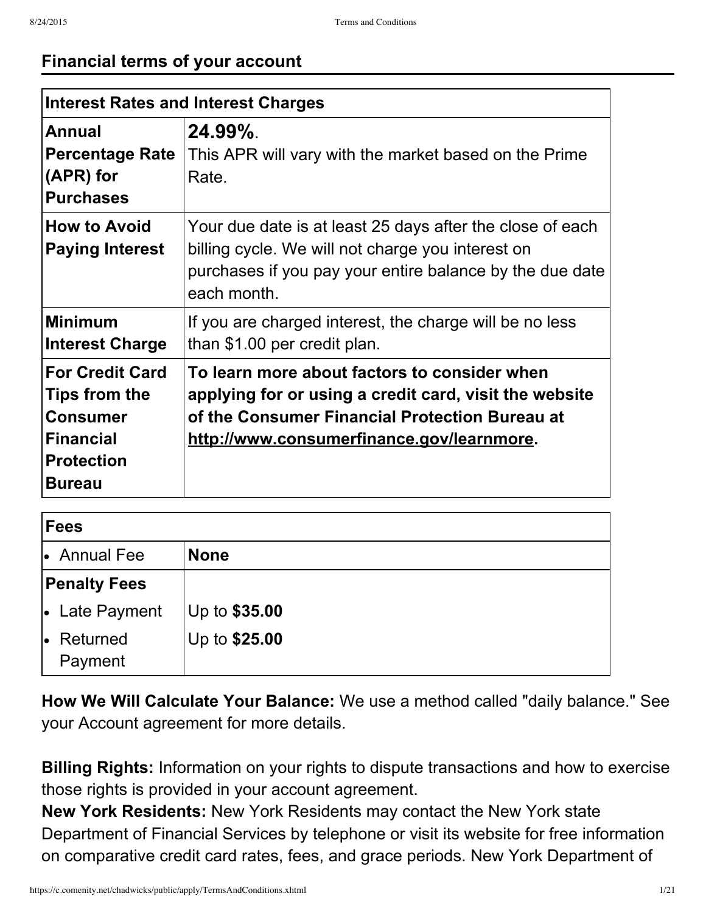## Financial terms of your account

| Interest Rates and Interest Charges | |
|---|---|
| **Annual Percentage Rate (APR) for Purchases** | **24.99%**.<br>This APR will vary with the market based on the Prime Rate. |
| **How to Avoid Paying Interest** | Your due date is at least 25 days after the close of each billing cycle. We will not charge you interest on purchases if you pay your entire balance by the due date each month. |
| **Minimum Interest Charge** | If you are charged interest, the charge will be no less than $1.00 per credit plan. |
| **For Credit Card Tips from the Consumer Financial Protection Bureau** | **To learn more about factors to consider when applying for or using a credit card, visit the website of the Consumer Financial Protection Bureau at http://www.consumerfinance.gov/learnmore.** |

| Fees | |
|---|---|
| • Annual Fee | **None** |
| **Penalty Fees** | |
| • Late Payment | Up to **$35.00** |
| • Returned Payment | Up to **$25.00** |

**How We Will Calculate Your Balance:** We use a method called "daily balance." See your Account agreement for more details.

**Billing Rights:** Information on your rights to dispute transactions and how to exercise those rights is provided in your account agreement.

**New York Residents:** New York Residents may contact the New York state Department of Financial Services by telephone or visit its website for free information on comparative credit card rates, fees, and grace periods. New York Department of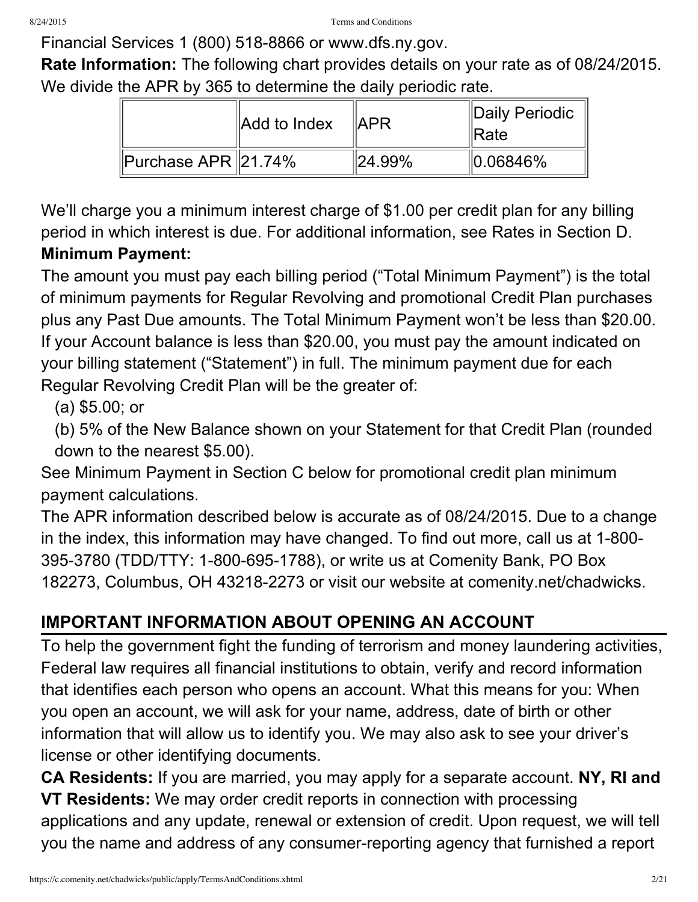Financial Services 1 (800) 518-8866 or www.dfs.ny.gov.

**Rate Information:** The following chart provides details on your rate as of 08/24/2015. We divide the APR by 365 to determine the daily periodic rate.

| | Add to Index | APR | Daily Periodic Rate |
|---|---|---|---|
| Purchase APR | 21.74% | 24.99% | 0.06846% |

We'll charge you a minimum interest charge of $1.00 per credit plan for any billing period in which interest is due. For additional information, see Rates in Section D.

**Minimum Payment:**

The amount you must pay each billing period ("Total Minimum Payment") is the total of minimum payments for Regular Revolving and promotional Credit Plan purchases plus any Past Due amounts. The Total Minimum Payment won't be less than $20.00. If your Account balance is less than $20.00, you must pay the amount indicated on your billing statement ("Statement") in full. The minimum payment due for each Regular Revolving Credit Plan will be the greater of:

(a) $5.00; or

(b) 5% of the New Balance shown on your Statement for that Credit Plan (rounded down to the nearest $5.00).

See Minimum Payment in Section C below for promotional credit plan minimum payment calculations.

The APR information described below is accurate as of 08/24/2015. Due to a change in the index, this information may have changed. To find out more, call us at 1-800-395-3780 (TDD/TTY: 1-800-695-1788), or write us at Comenity Bank, PO Box 182273, Columbus, OH 43218-2273 or visit our website at comenity.net/chadwicks.

## IMPORTANT INFORMATION ABOUT OPENING AN ACCOUNT

To help the government fight the funding of terrorism and money laundering activities, Federal law requires all financial institutions to obtain, verify and record information that identifies each person who opens an account. What this means for you: When you open an account, we will ask for your name, address, date of birth or other information that will allow us to identify you. We may also ask to see your driver's license or other identifying documents.

**CA Residents:** If you are married, you may apply for a separate account. **NY, RI and VT Residents:** We may order credit reports in connection with processing applications and any update, renewal or extension of credit. Upon request, we will tell you the name and address of any consumer-reporting agency that furnished a report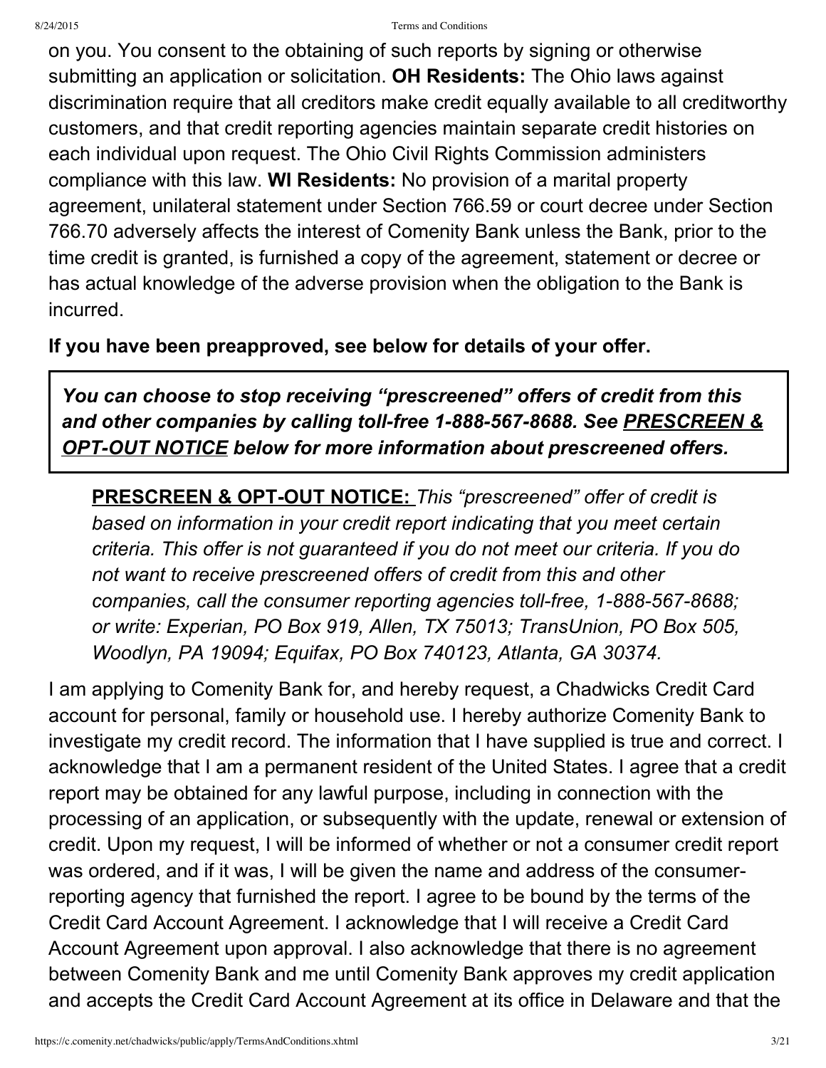on you. You consent to the obtaining of such reports by signing or otherwise submitting an application or solicitation. **OH Residents:** The Ohio laws against discrimination require that all creditors make credit equally available to all creditworthy customers, and that credit reporting agencies maintain separate credit histories on each individual upon request. The Ohio Civil Rights Commission administers compliance with this law. **WI Residents:** No provision of a marital property agreement, unilateral statement under Section 766.59 or court decree under Section 766.70 adversely affects the interest of Comenity Bank unless the Bank, prior to the time credit is granted, is furnished a copy of the agreement, statement or decree or has actual knowledge of the adverse provision when the obligation to the Bank is incurred.

**If you have been preapproved, see below for details of your offer.**

***You can choose to stop receiving "prescreened" offers of credit from this and other companies by calling toll-free 1-888-567-8688. See PRESCREEN & OPT-OUT NOTICE below for more information about prescreened offers.***

**PRESCREEN & OPT-OUT NOTICE:** *This "prescreened" offer of credit is based on information in your credit report indicating that you meet certain criteria. This offer is not guaranteed if you do not meet our criteria. If you do not want to receive prescreened offers of credit from this and other companies, call the consumer reporting agencies toll-free, 1-888-567-8688; or write: Experian, PO Box 919, Allen, TX 75013; TransUnion, PO Box 505, Woodlyn, PA 19094; Equifax, PO Box 740123, Atlanta, GA 30374.*

I am applying to Comenity Bank for, and hereby request, a Chadwicks Credit Card account for personal, family or household use. I hereby authorize Comenity Bank to investigate my credit record. The information that I have supplied is true and correct. I acknowledge that I am a permanent resident of the United States. I agree that a credit report may be obtained for any lawful purpose, including in connection with the processing of an application, or subsequently with the update, renewal or extension of credit. Upon my request, I will be informed of whether or not a consumer credit report was ordered, and if it was, I will be given the name and address of the consumer-reporting agency that furnished the report. I agree to be bound by the terms of the Credit Card Account Agreement. I acknowledge that I will receive a Credit Card Account Agreement upon approval. I also acknowledge that there is no agreement between Comenity Bank and me until Comenity Bank approves my credit application and accepts the Credit Card Account Agreement at its office in Delaware and that the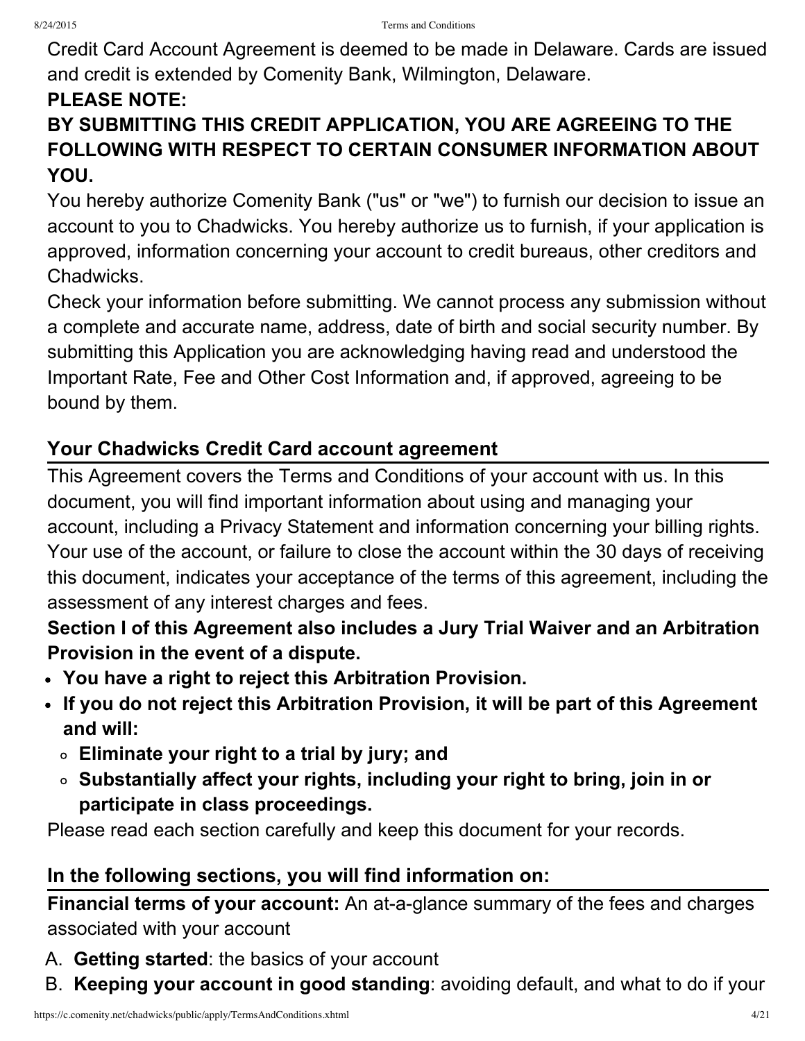Credit Card Account Agreement is deemed to be made in Delaware. Cards are issued and credit is extended by Comenity Bank, Wilmington, Delaware.

**PLEASE NOTE:**

**BY SUBMITTING THIS CREDIT APPLICATION, YOU ARE AGREEING TO THE FOLLOWING WITH RESPECT TO CERTAIN CONSUMER INFORMATION ABOUT YOU.**

You hereby authorize Comenity Bank ("us" or "we") to furnish our decision to issue an account to you to Chadwicks. You hereby authorize us to furnish, if your application is approved, information concerning your account to credit bureaus, other creditors and Chadwicks.

Check your information before submitting. We cannot process any submission without a complete and accurate name, address, date of birth and social security number. By submitting this Application you are acknowledging having read and understood the Important Rate, Fee and Other Cost Information and, if approved, agreeing to be bound by them.

## Your Chadwicks Credit Card account agreement

This Agreement covers the Terms and Conditions of your account with us. In this document, you will find important information about using and managing your account, including a Privacy Statement and information concerning your billing rights. Your use of the account, or failure to close the account within the 30 days of receiving this document, indicates your acceptance of the terms of this agreement, including the assessment of any interest charges and fees.

**Section I of this Agreement also includes a Jury Trial Waiver and an Arbitration Provision in the event of a dispute.**

- **You have a right to reject this Arbitration Provision.**
- **If you do not reject this Arbitration Provision, it will be part of this Agreement and will:**
  - **Eliminate your right to a trial by jury; and**
  - **Substantially affect your rights, including your right to bring, join in or participate in class proceedings.**

Please read each section carefully and keep this document for your records.

## In the following sections, you will find information on:

**Financial terms of your account:** An at-a-glance summary of the fees and charges associated with your account

A. **Getting started**: the basics of your account
B. **Keeping your account in good standing**: avoiding default, and what to do if your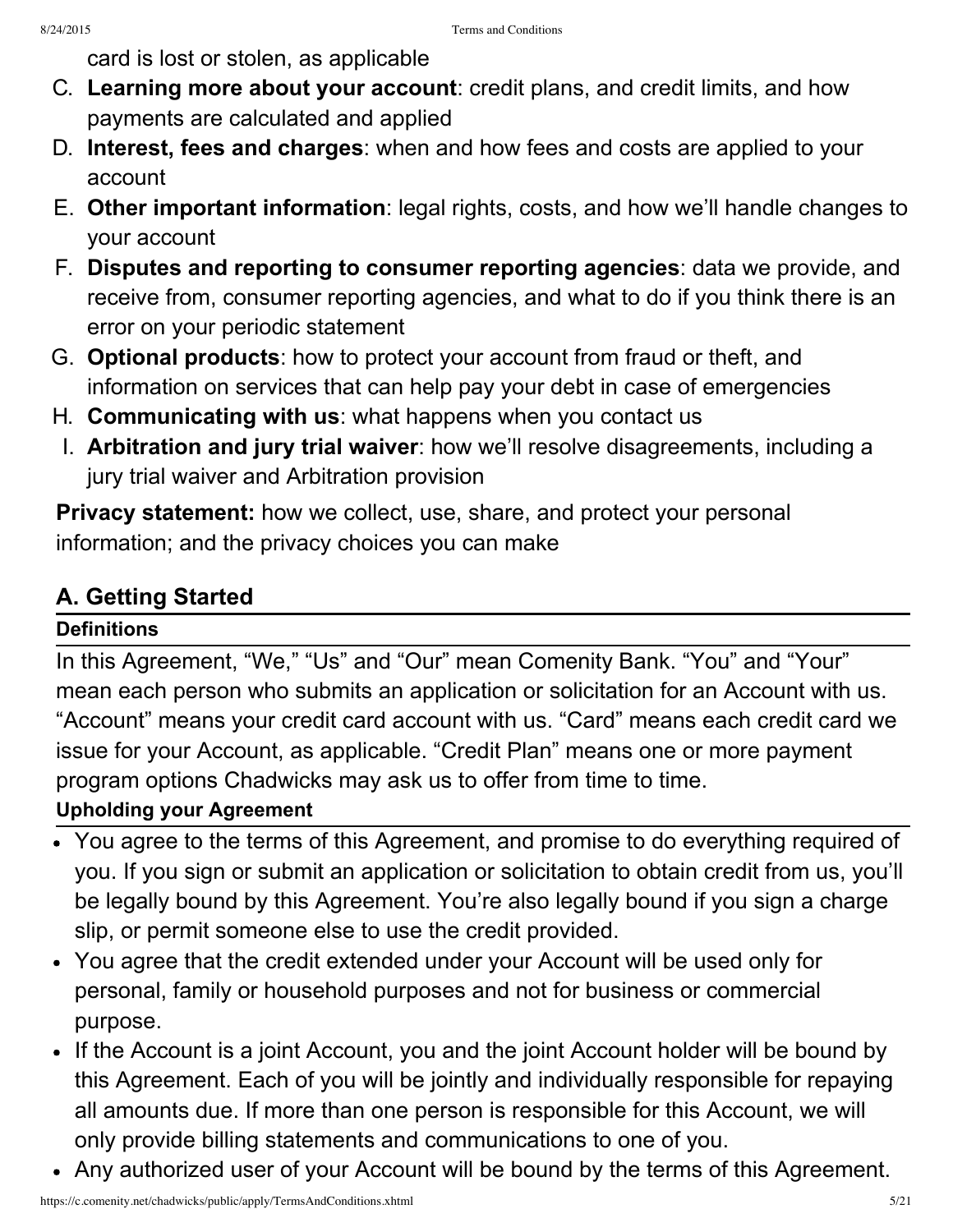card is lost or stolen, as applicable

C. **Learning more about your account**: credit plans, and credit limits, and how payments are calculated and applied
D. **Interest, fees and charges**: when and how fees and costs are applied to your account
E. **Other important information**: legal rights, costs, and how we'll handle changes to your account
F. **Disputes and reporting to consumer reporting agencies**: data we provide, and receive from, consumer reporting agencies, and what to do if you think there is an error on your periodic statement
G. **Optional products**: how to protect your account from fraud or theft, and information on services that can help pay your debt in case of emergencies
H. **Communicating with us**: what happens when you contact us
I. **Arbitration and jury trial waiver**: how we'll resolve disagreements, including a jury trial waiver and Arbitration provision

**Privacy statement:** how we collect, use, share, and protect your personal information; and the privacy choices you can make

## A. Getting Started

### Definitions

In this Agreement, "We," "Us" and "Our" mean Comenity Bank. "You" and "Your" mean each person who submits an application or solicitation for an Account with us. "Account" means your credit card account with us. "Card" means each credit card we issue for your Account, as applicable. "Credit Plan" means one or more payment program options Chadwicks may ask us to offer from time to time.

### Upholding your Agreement

- You agree to the terms of this Agreement, and promise to do everything required of you. If you sign or submit an application or solicitation to obtain credit from us, you'll be legally bound by this Agreement. You're also legally bound if you sign a charge slip, or permit someone else to use the credit provided.
- You agree that the credit extended under your Account will be used only for personal, family or household purposes and not for business or commercial purpose.
- If the Account is a joint Account, you and the joint Account holder will be bound by this Agreement. Each of you will be jointly and individually responsible for repaying all amounts due. If more than one person is responsible for this Account, we will only provide billing statements and communications to one of you.
- Any authorized user of your Account will be bound by the terms of this Agreement.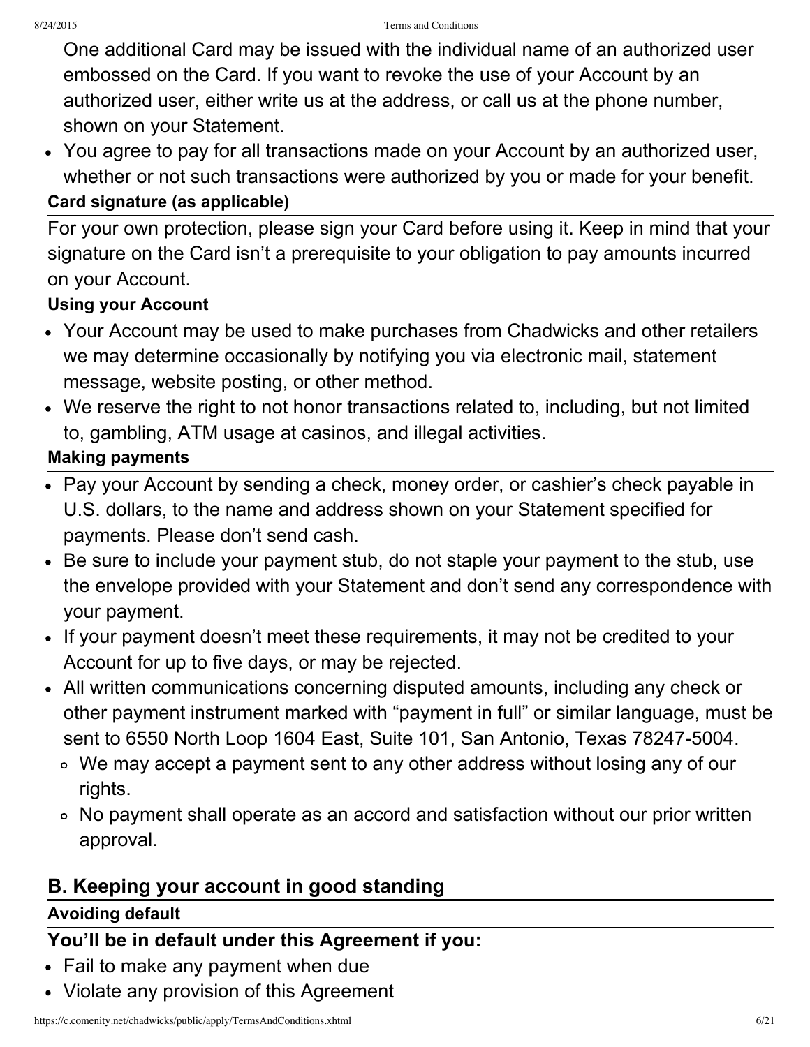One additional Card may be issued with the individual name of an authorized user embossed on the Card. If you want to revoke the use of your Account by an authorized user, either write us at the address, or call us at the phone number, shown on your Statement.

- You agree to pay for all transactions made on your Account by an authorized user, whether or not such transactions were authorized by you or made for your benefit.

**Card signature (as applicable)**

For your own protection, please sign your Card before using it. Keep in mind that your signature on the Card isn't a prerequisite to your obligation to pay amounts incurred on your Account.

**Using your Account**

- Your Account may be used to make purchases from Chadwicks and other retailers we may determine occasionally by notifying you via electronic mail, statement message, website posting, or other method.
- We reserve the right to not honor transactions related to, including, but not limited to, gambling, ATM usage at casinos, and illegal activities.

**Making payments**

- Pay your Account by sending a check, money order, or cashier's check payable in U.S. dollars, to the name and address shown on your Statement specified for payments. Please don't send cash.
- Be sure to include your payment stub, do not staple your payment to the stub, use the envelope provided with your Statement and don't send any correspondence with your payment.
- If your payment doesn't meet these requirements, it may not be credited to your Account for up to five days, or may be rejected.
- All written communications concerning disputed amounts, including any check or other payment instrument marked with "payment in full" or similar language, must be sent to 6550 North Loop 1604 East, Suite 101, San Antonio, Texas 78247-5004.
  - We may accept a payment sent to any other address without losing any of our rights.
  - No payment shall operate as an accord and satisfaction without our prior written approval.

## B. Keeping your account in good standing

**Avoiding default**

### You'll be in default under this Agreement if you:

- Fail to make any payment when due
- Violate any provision of this Agreement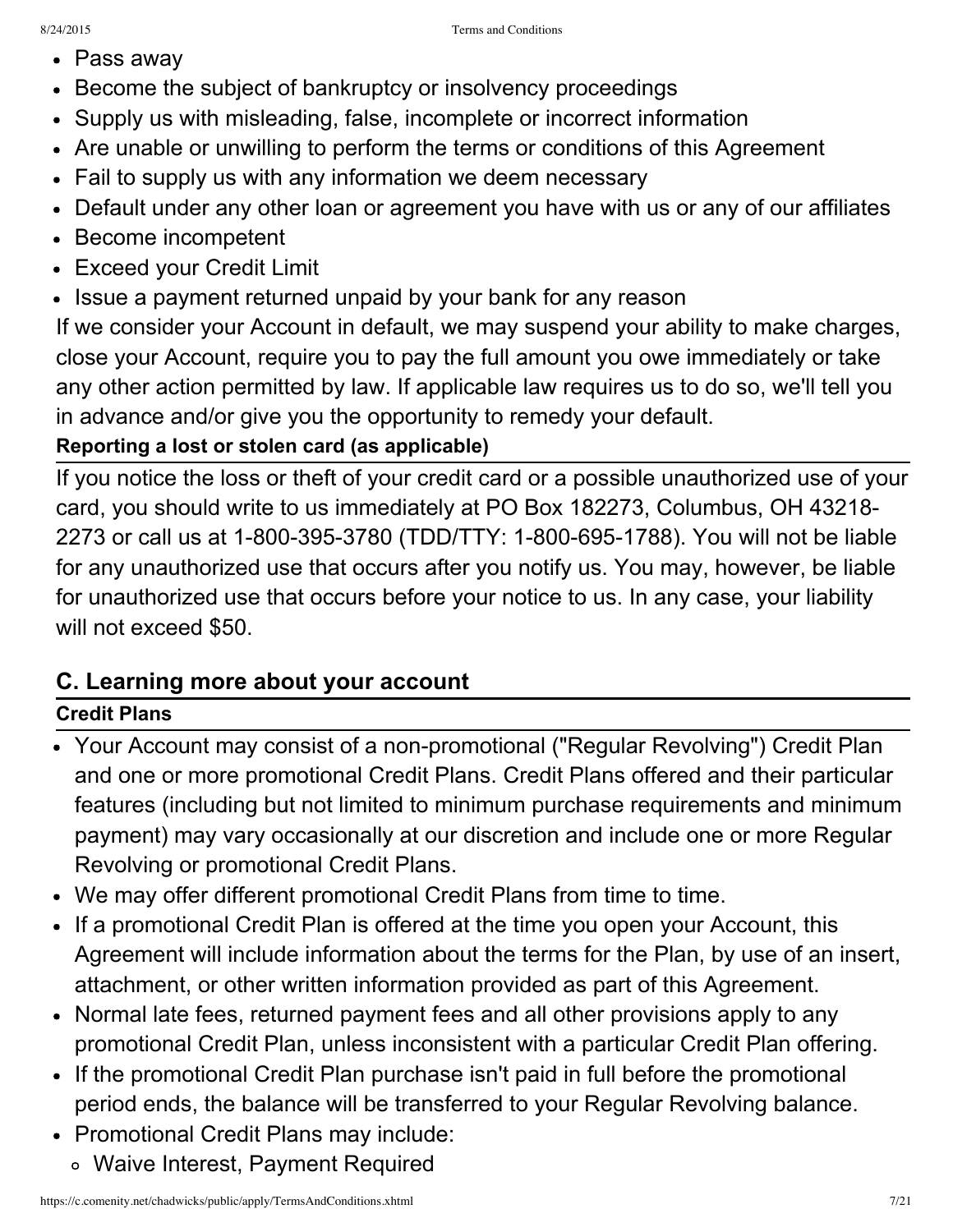- Pass away
- Become the subject of bankruptcy or insolvency proceedings
- Supply us with misleading, false, incomplete or incorrect information
- Are unable or unwilling to perform the terms or conditions of this Agreement
- Fail to supply us with any information we deem necessary
- Default under any other loan or agreement you have with us or any of our affiliates
- Become incompetent
- Exceed your Credit Limit
- Issue a payment returned unpaid by your bank for any reason

If we consider your Account in default, we may suspend your ability to make charges, close your Account, require you to pay the full amount you owe immediately or take any other action permitted by law. If applicable law requires us to do so, we'll tell you in advance and/or give you the opportunity to remedy your default.

**Reporting a lost or stolen card (as applicable)**

If you notice the loss or theft of your credit card or a possible unauthorized use of your card, you should write to us immediately at PO Box 182273, Columbus, OH 43218-2273 or call us at 1-800-395-3780 (TDD/TTY: 1-800-695-1788). You will not be liable for any unauthorized use that occurs after you notify us. You may, however, be liable for unauthorized use that occurs before your notice to us. In any case, your liability will not exceed $50.

## C. Learning more about your account

**Credit Plans**

- Your Account may consist of a non-promotional ("Regular Revolving") Credit Plan and one or more promotional Credit Plans. Credit Plans offered and their particular features (including but not limited to minimum purchase requirements and minimum payment) may vary occasionally at our discretion and include one or more Regular Revolving or promotional Credit Plans.
- We may offer different promotional Credit Plans from time to time.
- If a promotional Credit Plan is offered at the time you open your Account, this Agreement will include information about the terms for the Plan, by use of an insert, attachment, or other written information provided as part of this Agreement.
- Normal late fees, returned payment fees and all other provisions apply to any promotional Credit Plan, unless inconsistent with a particular Credit Plan offering.
- If the promotional Credit Plan purchase isn't paid in full before the promotional period ends, the balance will be transferred to your Regular Revolving balance.
- Promotional Credit Plans may include:
  - Waive Interest, Payment Required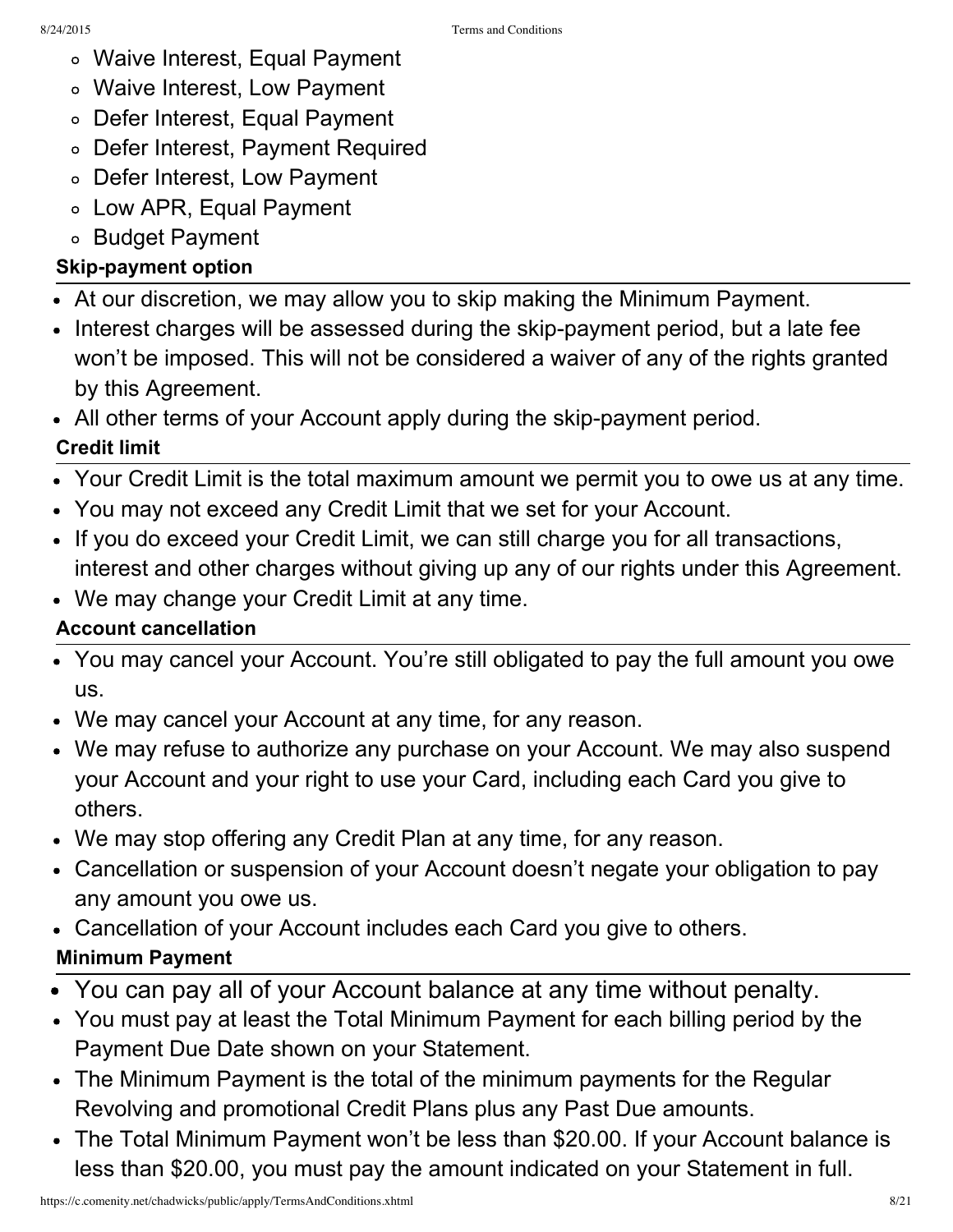- Waive Interest, Equal Payment
- Waive Interest, Low Payment
- Defer Interest, Equal Payment
- Defer Interest, Payment Required
- Defer Interest, Low Payment
- Low APR, Equal Payment
- Budget Payment

### Skip-payment option

- At our discretion, we may allow you to skip making the Minimum Payment.
- Interest charges will be assessed during the skip-payment period, but a late fee won't be imposed. This will not be considered a waiver of any of the rights granted by this Agreement.
- All other terms of your Account apply during the skip-payment period.

### Credit limit

- Your Credit Limit is the total maximum amount we permit you to owe us at any time.
- You may not exceed any Credit Limit that we set for your Account.
- If you do exceed your Credit Limit, we can still charge you for all transactions, interest and other charges without giving up any of our rights under this Agreement.
- We may change your Credit Limit at any time.

### Account cancellation

- You may cancel your Account. You're still obligated to pay the full amount you owe us.
- We may cancel your Account at any time, for any reason.
- We may refuse to authorize any purchase on your Account. We may also suspend your Account and your right to use your Card, including each Card you give to others.
- We may stop offering any Credit Plan at any time, for any reason.
- Cancellation or suspension of your Account doesn't negate your obligation to pay any amount you owe us.
- Cancellation of your Account includes each Card you give to others.

### Minimum Payment

- You can pay all of your Account balance at any time without penalty.
- You must pay at least the Total Minimum Payment for each billing period by the Payment Due Date shown on your Statement.
- The Minimum Payment is the total of the minimum payments for the Regular Revolving and promotional Credit Plans plus any Past Due amounts.
- The Total Minimum Payment won't be less than $20.00. If your Account balance is less than $20.00, you must pay the amount indicated on your Statement in full.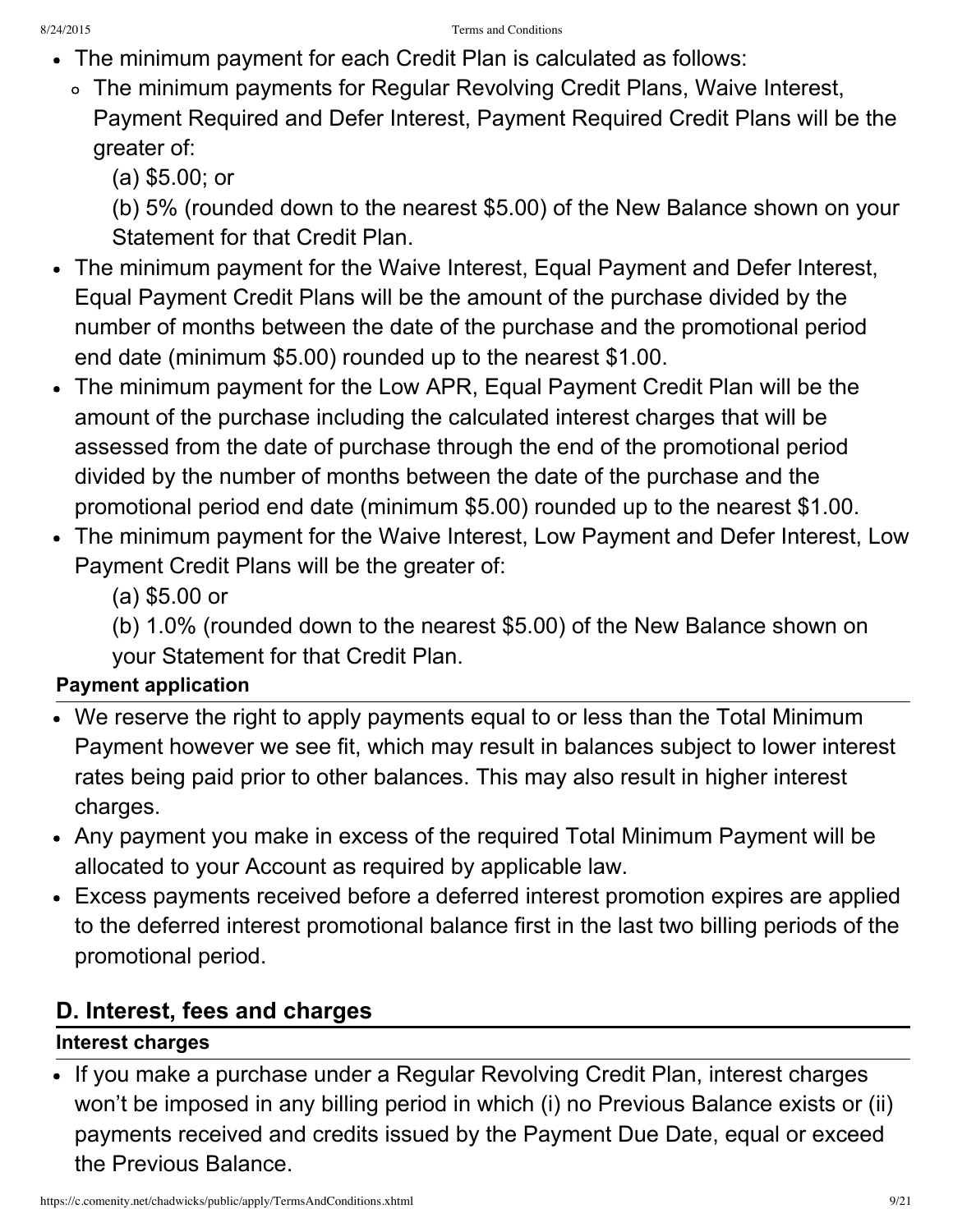- The minimum payment for each Credit Plan is calculated as follows:
  - The minimum payments for Regular Revolving Credit Plans, Waive Interest, Payment Required and Defer Interest, Payment Required Credit Plans will be the greater of:

    (a) $5.00; or

    (b) 5% (rounded down to the nearest $5.00) of the New Balance shown on your Statement for that Credit Plan.
- The minimum payment for the Waive Interest, Equal Payment and Defer Interest, Equal Payment Credit Plans will be the amount of the purchase divided by the number of months between the date of the purchase and the promotional period end date (minimum $5.00) rounded up to the nearest $1.00.
- The minimum payment for the Low APR, Equal Payment Credit Plan will be the amount of the purchase including the calculated interest charges that will be assessed from the date of purchase through the end of the promotional period divided by the number of months between the date of the purchase and the promotional period end date (minimum $5.00) rounded up to the nearest $1.00.
- The minimum payment for the Waive Interest, Low Payment and Defer Interest, Low Payment Credit Plans will be the greater of:

  (a) $5.00 or

  (b) 1.0% (rounded down to the nearest $5.00) of the New Balance shown on your Statement for that Credit Plan.

#### Payment application

- We reserve the right to apply payments equal to or less than the Total Minimum Payment however we see fit, which may result in balances subject to lower interest rates being paid prior to other balances. This may also result in higher interest charges.
- Any payment you make in excess of the required Total Minimum Payment will be allocated to your Account as required by applicable law.
- Excess payments received before a deferred interest promotion expires are applied to the deferred interest promotional balance first in the last two billing periods of the promotional period.

## D. Interest, fees and charges

#### Interest charges

- If you make a purchase under a Regular Revolving Credit Plan, interest charges won't be imposed in any billing period in which (i) no Previous Balance exists or (ii) payments received and credits issued by the Payment Due Date, equal or exceed the Previous Balance.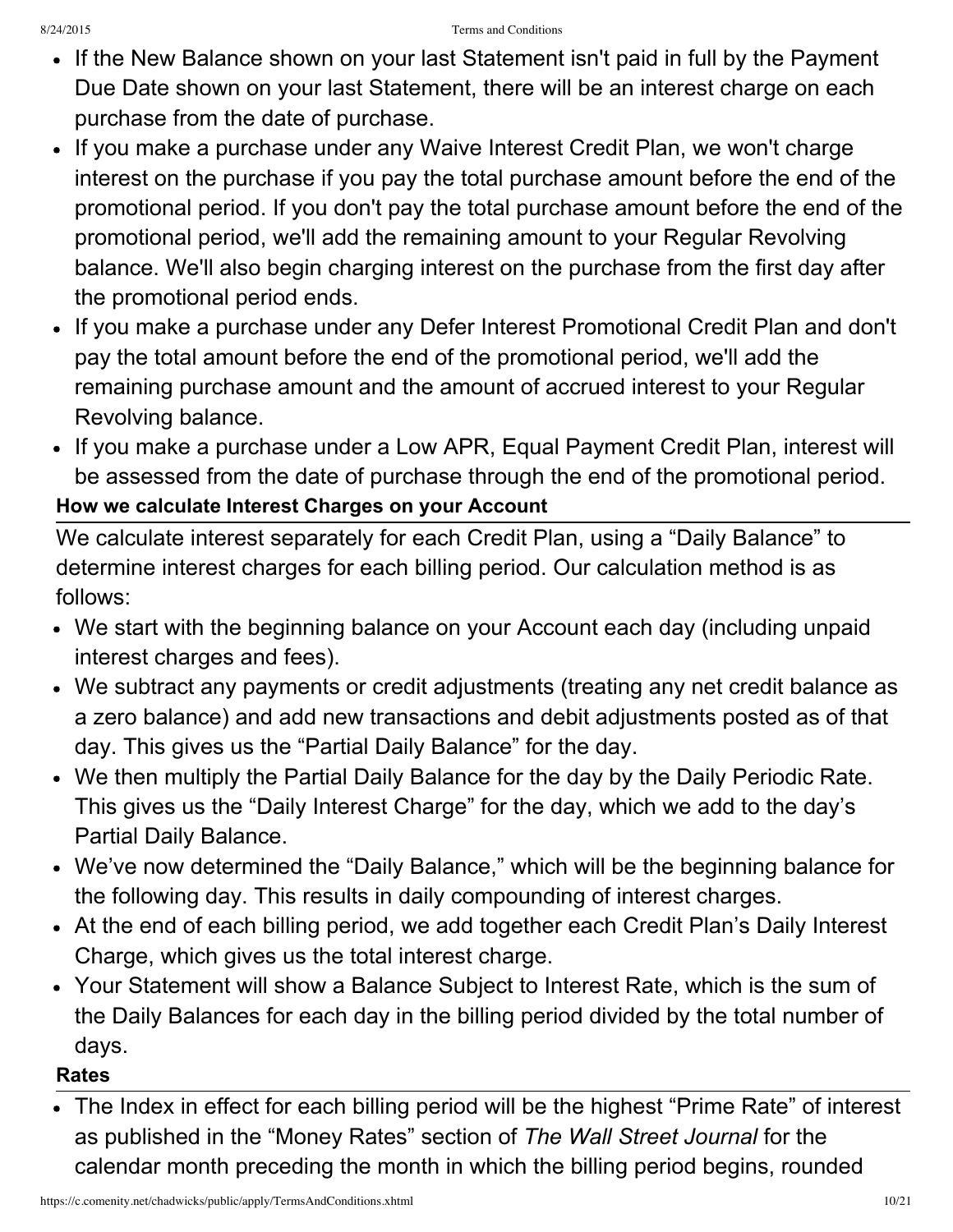- If the New Balance shown on your last Statement isn't paid in full by the Payment Due Date shown on your last Statement, there will be an interest charge on each purchase from the date of purchase.
- If you make a purchase under any Waive Interest Credit Plan, we won't charge interest on the purchase if you pay the total purchase amount before the end of the promotional period. If you don't pay the total purchase amount before the end of the promotional period, we'll add the remaining amount to your Regular Revolving balance. We'll also begin charging interest on the purchase from the first day after the promotional period ends.
- If you make a purchase under any Defer Interest Promotional Credit Plan and don't pay the total amount before the end of the promotional period, we'll add the remaining purchase amount and the amount of accrued interest to your Regular Revolving balance.
- If you make a purchase under a Low APR, Equal Payment Credit Plan, interest will be assessed from the date of purchase through the end of the promotional period.

**How we calculate Interest Charges on your Account**

We calculate interest separately for each Credit Plan, using a "Daily Balance" to determine interest charges for each billing period. Our calculation method is as follows:

- We start with the beginning balance on your Account each day (including unpaid interest charges and fees).
- We subtract any payments or credit adjustments (treating any net credit balance as a zero balance) and add new transactions and debit adjustments posted as of that day. This gives us the "Partial Daily Balance" for the day.
- We then multiply the Partial Daily Balance for the day by the Daily Periodic Rate. This gives us the "Daily Interest Charge" for the day, which we add to the day's Partial Daily Balance.
- We've now determined the "Daily Balance," which will be the beginning balance for the following day. This results in daily compounding of interest charges.
- At the end of each billing period, we add together each Credit Plan's Daily Interest Charge, which gives us the total interest charge.
- Your Statement will show a Balance Subject to Interest Rate, which is the sum of the Daily Balances for each day in the billing period divided by the total number of days.

**Rates**

- The Index in effect for each billing period will be the highest "Prime Rate" of interest as published in the "Money Rates" section of *The Wall Street Journal* for the calendar month preceding the month in which the billing period begins, rounded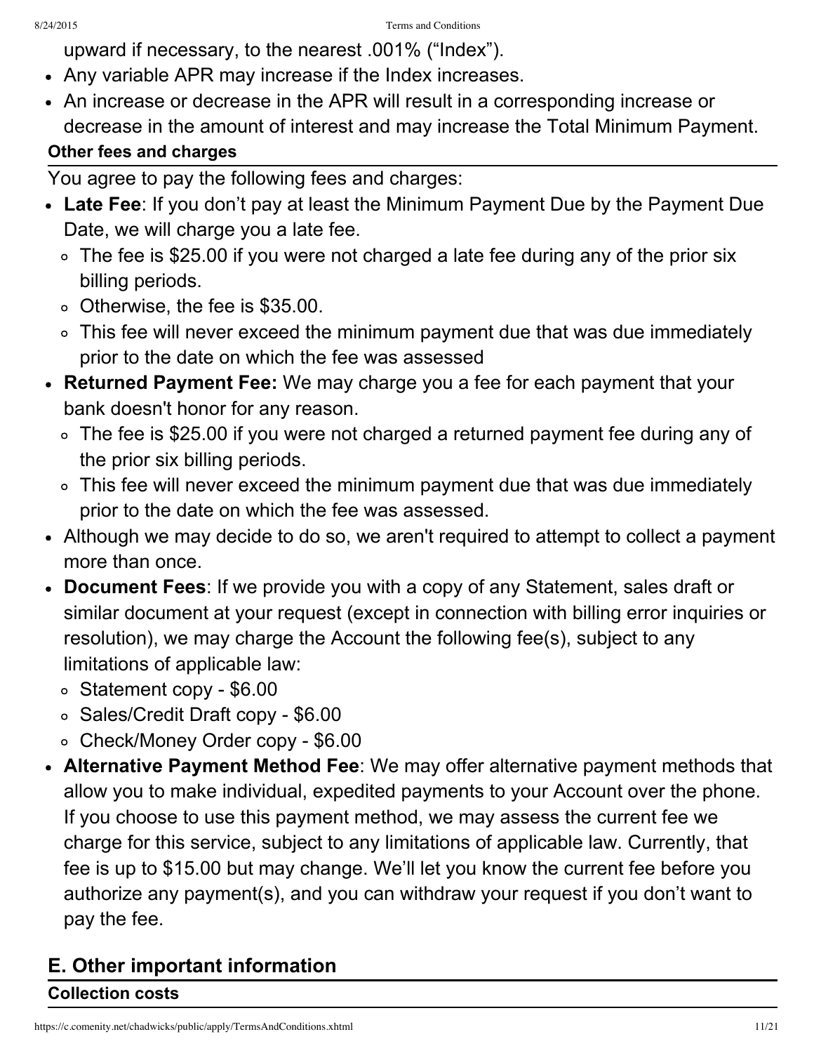upward if necessary, to the nearest .001% ("Index").

- Any variable APR may increase if the Index increases.
- An increase or decrease in the APR will result in a corresponding increase or decrease in the amount of interest and may increase the Total Minimum Payment.

**Other fees and charges**

You agree to pay the following fees and charges:

- **Late Fee**: If you don't pay at least the Minimum Payment Due by the Payment Due Date, we will charge you a late fee.
  - The fee is $25.00 if you were not charged a late fee during any of the prior six billing periods.
  - Otherwise, the fee is $35.00.
  - This fee will never exceed the minimum payment due that was due immediately prior to the date on which the fee was assessed
- **Returned Payment Fee:** We may charge you a fee for each payment that your bank doesn't honor for any reason.
  - The fee is $25.00 if you were not charged a returned payment fee during any of the prior six billing periods.
  - This fee will never exceed the minimum payment due that was due immediately prior to the date on which the fee was assessed.
- Although we may decide to do so, we aren't required to attempt to collect a payment more than once.
- **Document Fees**: If we provide you with a copy of any Statement, sales draft or similar document at your request (except in connection with billing error inquiries or resolution), we may charge the Account the following fee(s), subject to any limitations of applicable law:
  - Statement copy - $6.00
  - Sales/Credit Draft copy - $6.00
  - Check/Money Order copy - $6.00
- **Alternative Payment Method Fee**: We may offer alternative payment methods that allow you to make individual, expedited payments to your Account over the phone. If you choose to use this payment method, we may assess the current fee we charge for this service, subject to any limitations of applicable law. Currently, that fee is up to $15.00 but may change. We'll let you know the current fee before you authorize any payment(s), and you can withdraw your request if you don't want to pay the fee.

## E. Other important information

**Collection costs**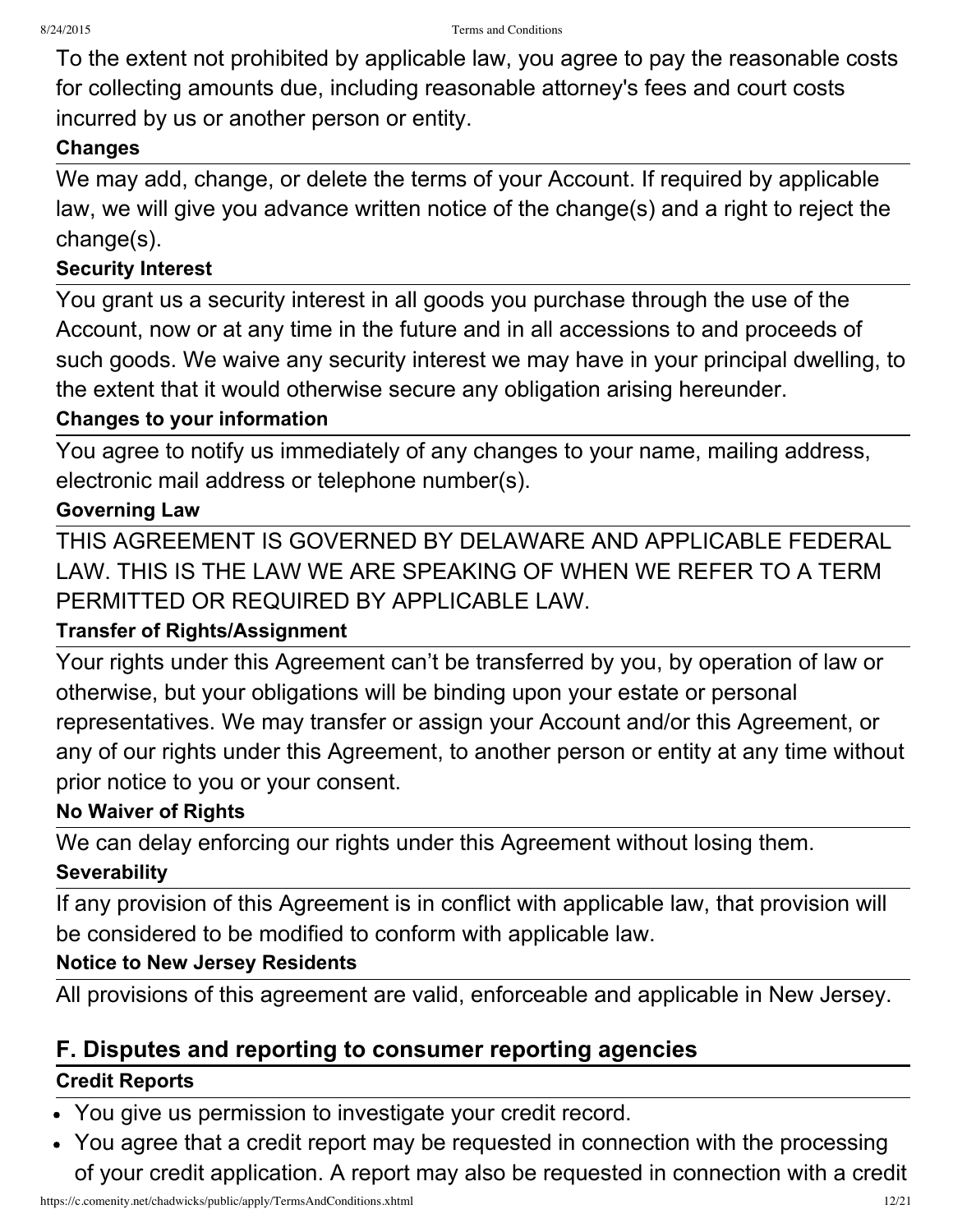To the extent not prohibited by applicable law, you agree to pay the reasonable costs for collecting amounts due, including reasonable attorney's fees and court costs incurred by us or another person or entity.

**Changes**

We may add, change, or delete the terms of your Account. If required by applicable law, we will give you advance written notice of the change(s) and a right to reject the change(s).

**Security Interest**

You grant us a security interest in all goods you purchase through the use of the Account, now or at any time in the future and in all accessions to and proceeds of such goods. We waive any security interest we may have in your principal dwelling, to the extent that it would otherwise secure any obligation arising hereunder.

**Changes to your information**

You agree to notify us immediately of any changes to your name, mailing address, electronic mail address or telephone number(s).

**Governing Law**

THIS AGREEMENT IS GOVERNED BY DELAWARE AND APPLICABLE FEDERAL LAW. THIS IS THE LAW WE ARE SPEAKING OF WHEN WE REFER TO A TERM PERMITTED OR REQUIRED BY APPLICABLE LAW.

**Transfer of Rights/Assignment**

Your rights under this Agreement can't be transferred by you, by operation of law or otherwise, but your obligations will be binding upon your estate or personal representatives. We may transfer or assign your Account and/or this Agreement, or any of our rights under this Agreement, to another person or entity at any time without prior notice to you or your consent.

**No Waiver of Rights**

We can delay enforcing our rights under this Agreement without losing them.

**Severability**

If any provision of this Agreement is in conflict with applicable law, that provision will be considered to be modified to conform with applicable law.

**Notice to New Jersey Residents**

All provisions of this agreement are valid, enforceable and applicable in New Jersey.

## F. Disputes and reporting to consumer reporting agencies

**Credit Reports**

- You give us permission to investigate your credit record.
- You agree that a credit report may be requested in connection with the processing of your credit application. A report may also be requested in connection with a credit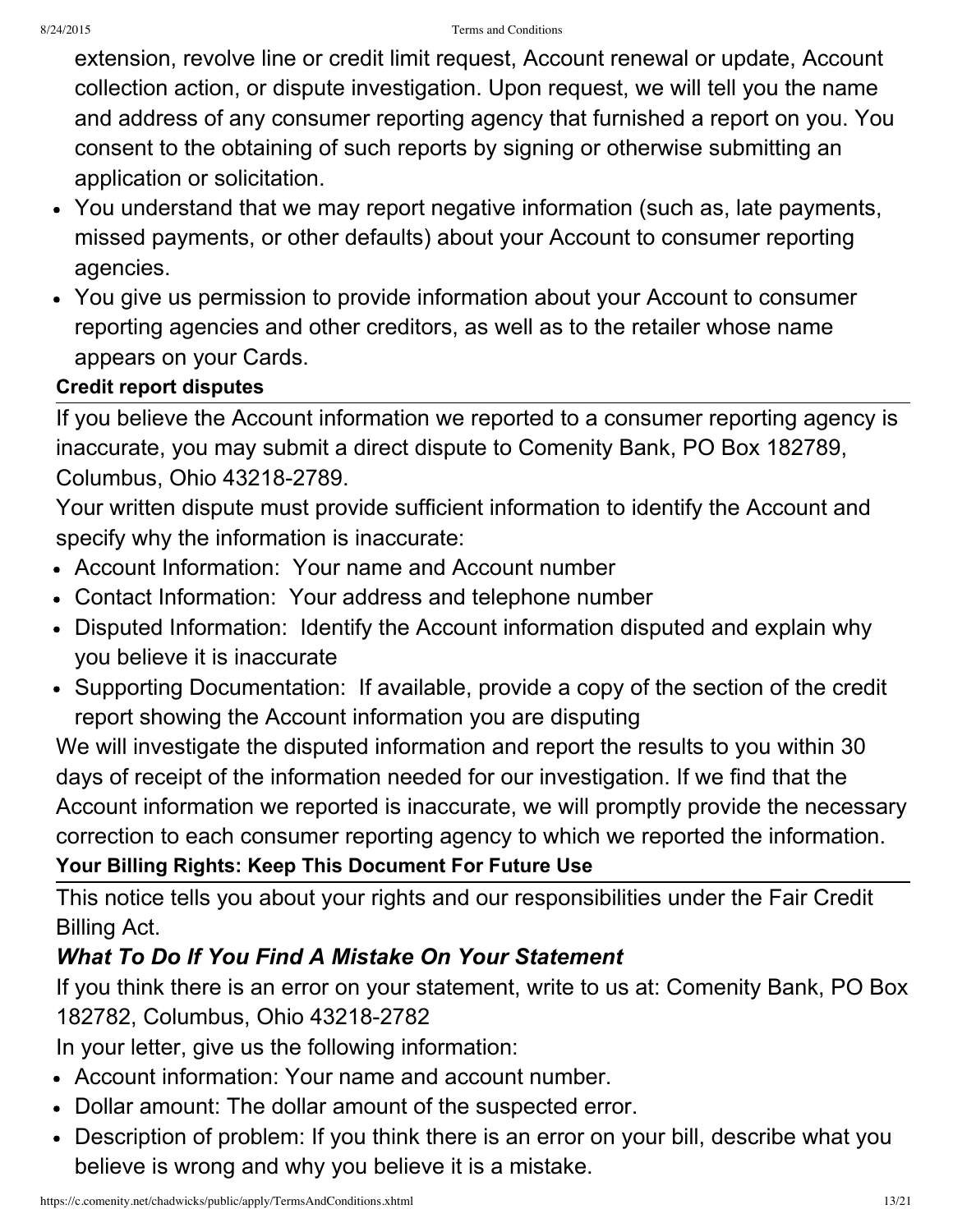extension, revolve line or credit limit request, Account renewal or update, Account collection action, or dispute investigation. Upon request, we will tell you the name and address of any consumer reporting agency that furnished a report on you. You consent to the obtaining of such reports by signing or otherwise submitting an application or solicitation.

- You understand that we may report negative information (such as, late payments, missed payments, or other defaults) about your Account to consumer reporting agencies.
- You give us permission to provide information about your Account to consumer reporting agencies and other creditors, as well as to the retailer whose name appears on your Cards.

**Credit report disputes**

If you believe the Account information we reported to a consumer reporting agency is inaccurate, you may submit a direct dispute to Comenity Bank, PO Box 182789, Columbus, Ohio 43218-2789.

Your written dispute must provide sufficient information to identify the Account and specify why the information is inaccurate:

- Account Information: Your name and Account number
- Contact Information: Your address and telephone number
- Disputed Information: Identify the Account information disputed and explain why you believe it is inaccurate
- Supporting Documentation: If available, provide a copy of the section of the credit report showing the Account information you are disputing

We will investigate the disputed information and report the results to you within 30 days of receipt of the information needed for our investigation. If we find that the Account information we reported is inaccurate, we will promptly provide the necessary correction to each consumer reporting agency to which we reported the information.

**Your Billing Rights: Keep This Document For Future Use**

This notice tells you about your rights and our responsibilities under the Fair Credit Billing Act.

***What To Do If You Find A Mistake On Your Statement***

If you think there is an error on your statement, write to us at: Comenity Bank, PO Box 182782, Columbus, Ohio 43218-2782

In your letter, give us the following information:

- Account information: Your name and account number.
- Dollar amount: The dollar amount of the suspected error.
- Description of problem: If you think there is an error on your bill, describe what you believe is wrong and why you believe it is a mistake.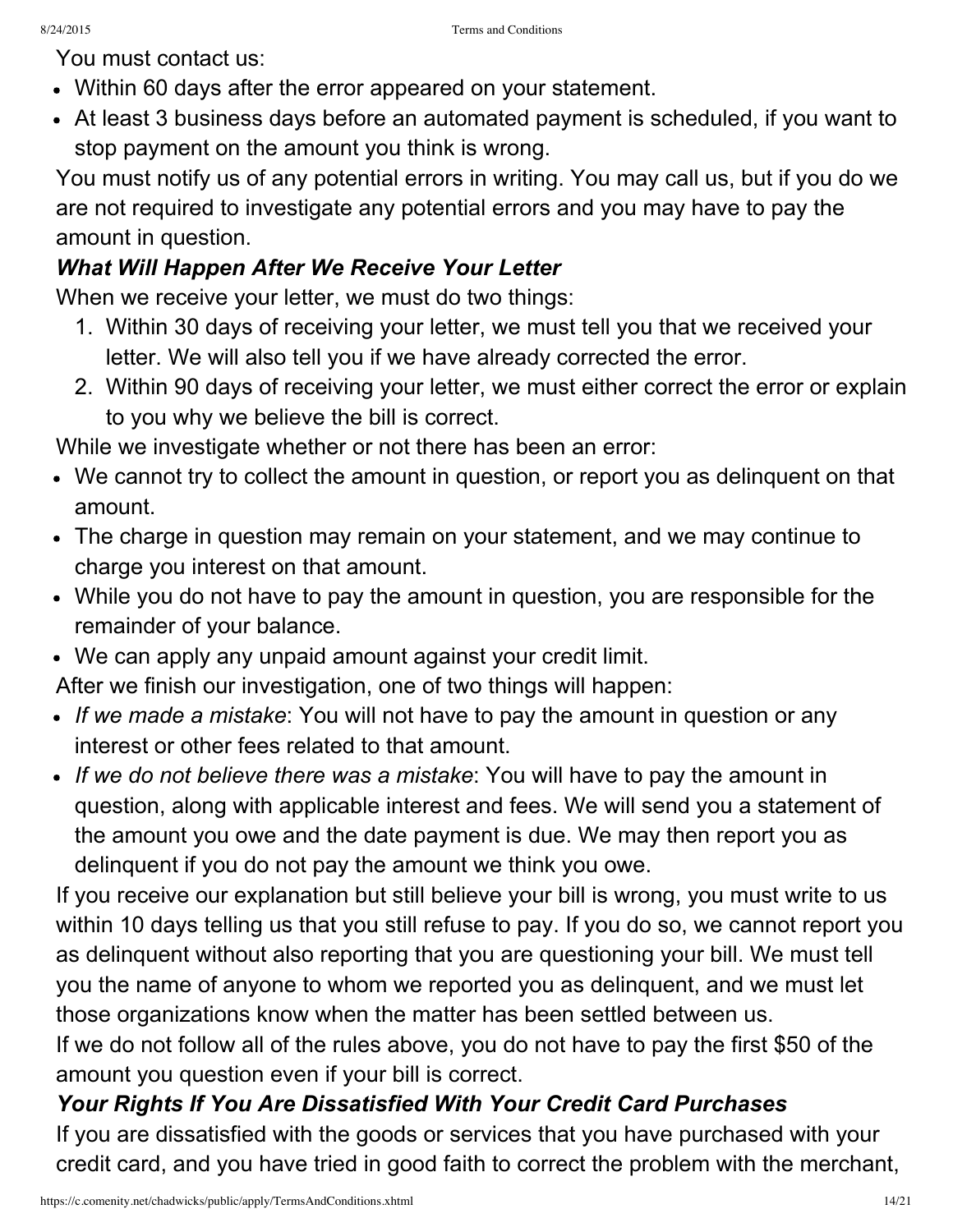You must contact us:

- Within 60 days after the error appeared on your statement.
- At least 3 business days before an automated payment is scheduled, if you want to stop payment on the amount you think is wrong.

You must notify us of any potential errors in writing. You may call us, but if you do we are not required to investigate any potential errors and you may have to pay the amount in question.

***What Will Happen After We Receive Your Letter***

When we receive your letter, we must do two things:

1. Within 30 days of receiving your letter, we must tell you that we received your letter. We will also tell you if we have already corrected the error.
2. Within 90 days of receiving your letter, we must either correct the error or explain to you why we believe the bill is correct.

While we investigate whether or not there has been an error:

- We cannot try to collect the amount in question, or report you as delinquent on that amount.
- The charge in question may remain on your statement, and we may continue to charge you interest on that amount.
- While you do not have to pay the amount in question, you are responsible for the remainder of your balance.
- We can apply any unpaid amount against your credit limit.

After we finish our investigation, one of two things will happen:

- *If we made a mistake*: You will not have to pay the amount in question or any interest or other fees related to that amount.
- *If we do not believe there was a mistake*: You will have to pay the amount in question, along with applicable interest and fees. We will send you a statement of the amount you owe and the date payment is due. We may then report you as delinquent if you do not pay the amount we think you owe.

If you receive our explanation but still believe your bill is wrong, you must write to us within 10 days telling us that you still refuse to pay. If you do so, we cannot report you as delinquent without also reporting that you are questioning your bill. We must tell you the name of anyone to whom we reported you as delinquent, and we must let those organizations know when the matter has been settled between us.

If we do not follow all of the rules above, you do not have to pay the first $50 of the amount you question even if your bill is correct.

***Your Rights If You Are Dissatisfied With Your Credit Card Purchases***

If you are dissatisfied with the goods or services that you have purchased with your credit card, and you have tried in good faith to correct the problem with the merchant,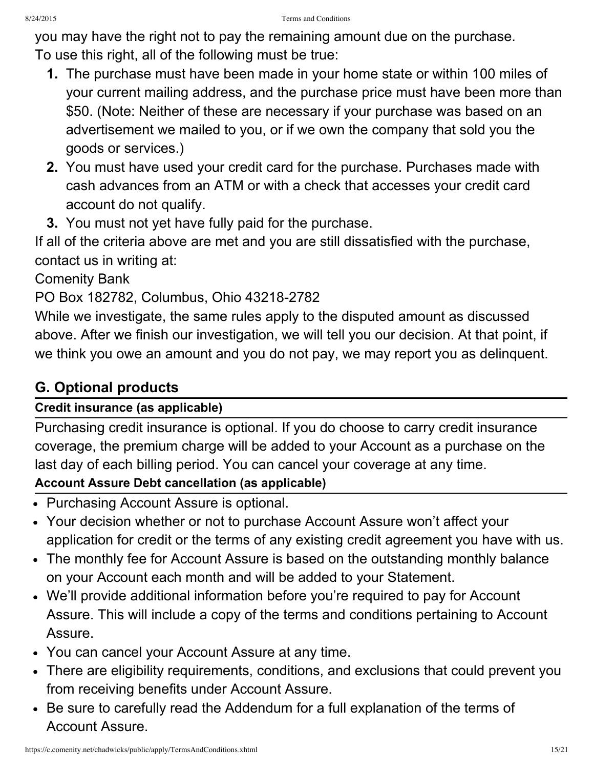you may have the right not to pay the remaining amount due on the purchase.
To use this right, all of the following must be true:

1. The purchase must have been made in your home state or within 100 miles of your current mailing address, and the purchase price must have been more than $50. (Note: Neither of these are necessary if your purchase was based on an advertisement we mailed to you, or if we own the company that sold you the goods or services.)
2. You must have used your credit card for the purchase. Purchases made with cash advances from an ATM or with a check that accesses your credit card account do not qualify.
3. You must not yet have fully paid for the purchase.

If all of the criteria above are met and you are still dissatisfied with the purchase, contact us in writing at:

Comenity Bank

PO Box 182782, Columbus, Ohio 43218-2782

While we investigate, the same rules apply to the disputed amount as discussed above. After we finish our investigation, we will tell you our decision. At that point, if we think you owe an amount and you do not pay, we may report you as delinquent.

## G. Optional products

#### Credit insurance (as applicable)

Purchasing credit insurance is optional. If you do choose to carry credit insurance coverage, the premium charge will be added to your Account as a purchase on the last day of each billing period. You can cancel your coverage at any time.

#### Account Assure Debt cancellation (as applicable)

- Purchasing Account Assure is optional.
- Your decision whether or not to purchase Account Assure won't affect your application for credit or the terms of any existing credit agreement you have with us.
- The monthly fee for Account Assure is based on the outstanding monthly balance on your Account each month and will be added to your Statement.
- We'll provide additional information before you're required to pay for Account Assure. This will include a copy of the terms and conditions pertaining to Account Assure.
- You can cancel your Account Assure at any time.
- There are eligibility requirements, conditions, and exclusions that could prevent you from receiving benefits under Account Assure.
- Be sure to carefully read the Addendum for a full explanation of the terms of Account Assure.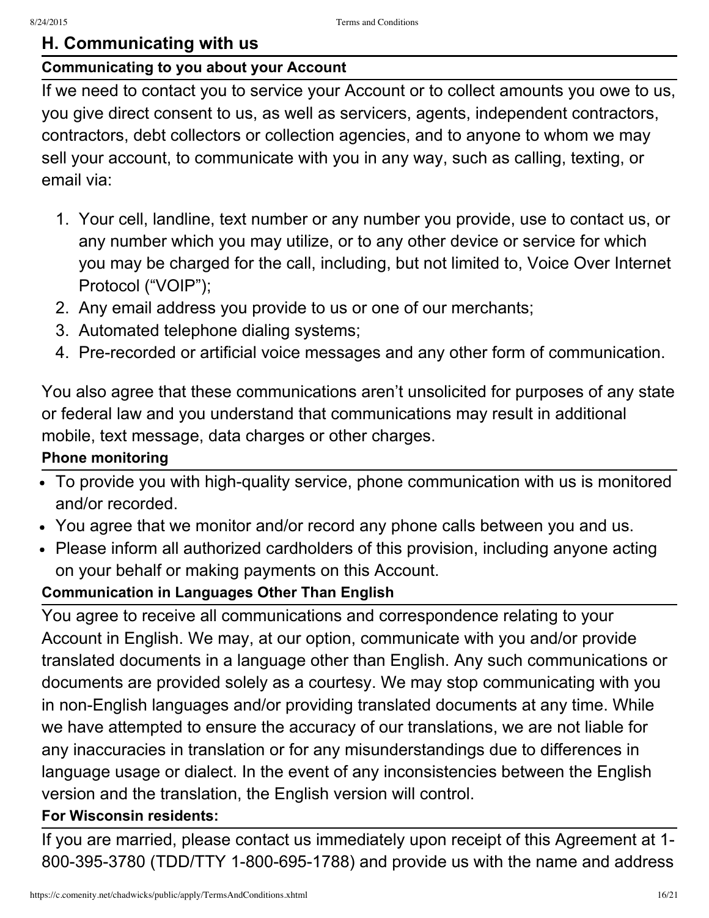## H. Communicating with us

### Communicating to you about your Account

If we need to contact you to service your Account or to collect amounts you owe to us, you give direct consent to us, as well as servicers, agents, independent contractors, contractors, debt collectors or collection agencies, and to anyone to whom we may sell your account, to communicate with you in any way, such as calling, texting, or email via:

1. Your cell, landline, text number or any number you provide, use to contact us, or any number which you may utilize, or to any other device or service for which you may be charged for the call, including, but not limited to, Voice Over Internet Protocol ("VOIP");
2. Any email address you provide to us or one of our merchants;
3. Automated telephone dialing systems;
4. Pre-recorded or artificial voice messages and any other form of communication.

You also agree that these communications aren't unsolicited for purposes of any state or federal law and you understand that communications may result in additional mobile, text message, data charges or other charges.

### Phone monitoring

- To provide you with high-quality service, phone communication with us is monitored and/or recorded.
- You agree that we monitor and/or record any phone calls between you and us.
- Please inform all authorized cardholders of this provision, including anyone acting on your behalf or making payments on this Account.

### Communication in Languages Other Than English

You agree to receive all communications and correspondence relating to your Account in English. We may, at our option, communicate with you and/or provide translated documents in a language other than English. Any such communications or documents are provided solely as a courtesy. We may stop communicating with you in non-English languages and/or providing translated documents at any time. While we have attempted to ensure the accuracy of our translations, we are not liable for any inaccuracies in translation or for any misunderstandings due to differences in language usage or dialect. In the event of any inconsistencies between the English version and the translation, the English version will control.

### For Wisconsin residents:

If you are married, please contact us immediately upon receipt of this Agreement at 1-800-395-3780 (TDD/TTY 1-800-695-1788) and provide us with the name and address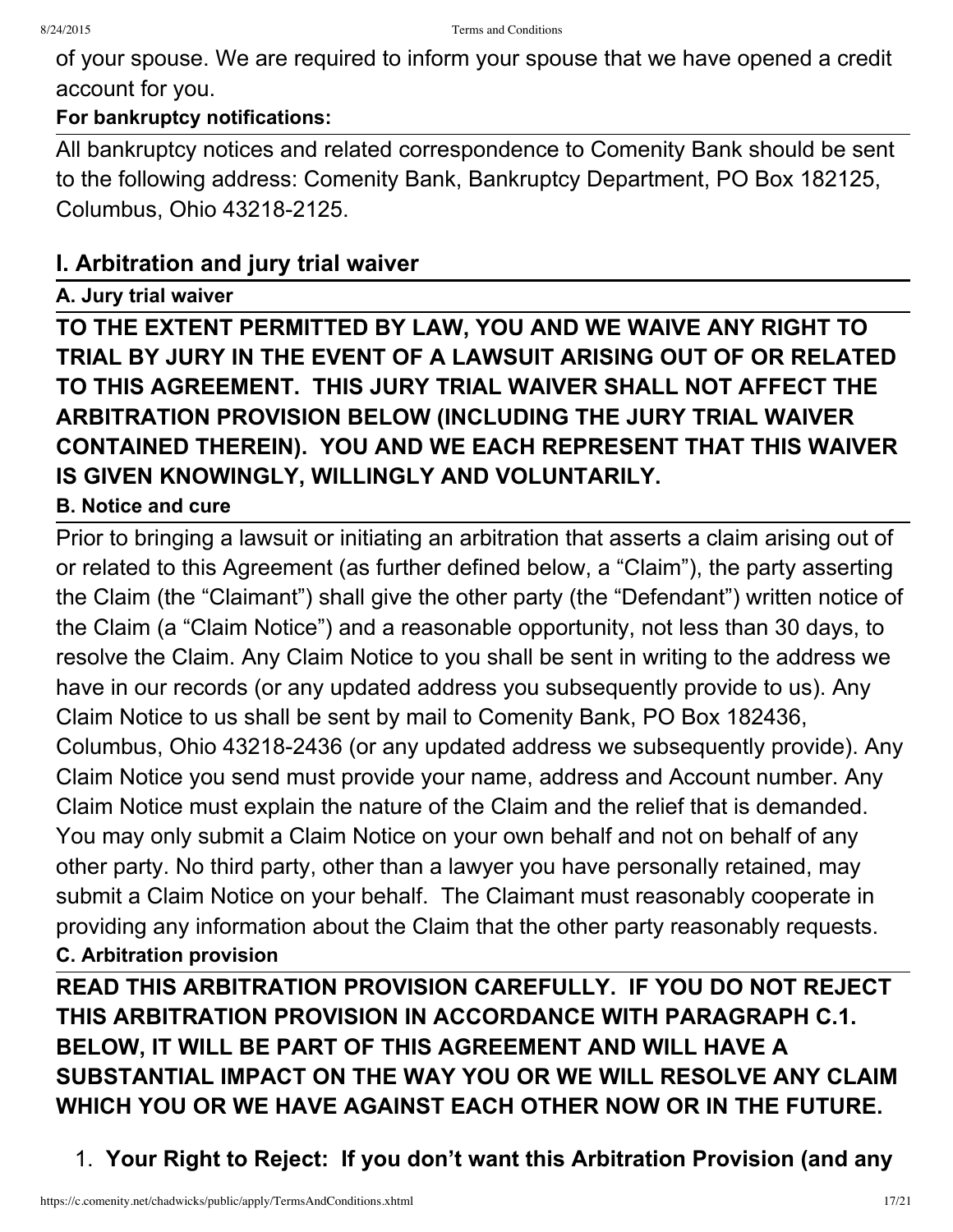of your spouse. We are required to inform your spouse that we have opened a credit account for you.

**For bankruptcy notifications:**

All bankruptcy notices and related correspondence to Comenity Bank should be sent to the following address: Comenity Bank, Bankruptcy Department, PO Box 182125, Columbus, Ohio 43218-2125.

## I. Arbitration and jury trial waiver

### A. Jury trial waiver

**TO THE EXTENT PERMITTED BY LAW, YOU AND WE WAIVE ANY RIGHT TO TRIAL BY JURY IN THE EVENT OF A LAWSUIT ARISING OUT OF OR RELATED TO THIS AGREEMENT. THIS JURY TRIAL WAIVER SHALL NOT AFFECT THE ARBITRATION PROVISION BELOW (INCLUDING THE JURY TRIAL WAIVER CONTAINED THEREIN). YOU AND WE EACH REPRESENT THAT THIS WAIVER IS GIVEN KNOWINGLY, WILLINGLY AND VOLUNTARILY.**

### B. Notice and cure

Prior to bringing a lawsuit or initiating an arbitration that asserts a claim arising out of or related to this Agreement (as further defined below, a "Claim"), the party asserting the Claim (the "Claimant") shall give the other party (the "Defendant") written notice of the Claim (a "Claim Notice") and a reasonable opportunity, not less than 30 days, to resolve the Claim. Any Claim Notice to you shall be sent in writing to the address we have in our records (or any updated address you subsequently provide to us). Any Claim Notice to us shall be sent by mail to Comenity Bank, PO Box 182436, Columbus, Ohio 43218-2436 (or any updated address we subsequently provide). Any Claim Notice you send must provide your name, address and Account number. Any Claim Notice must explain the nature of the Claim and the relief that is demanded. You may only submit a Claim Notice on your own behalf and not on behalf of any other party. No third party, other than a lawyer you have personally retained, may submit a Claim Notice on your behalf. The Claimant must reasonably cooperate in providing any information about the Claim that the other party reasonably requests.

### C. Arbitration provision

**READ THIS ARBITRATION PROVISION CAREFULLY. IF YOU DO NOT REJECT THIS ARBITRATION PROVISION IN ACCORDANCE WITH PARAGRAPH C.1. BELOW, IT WILL BE PART OF THIS AGREEMENT AND WILL HAVE A SUBSTANTIAL IMPACT ON THE WAY YOU OR WE WILL RESOLVE ANY CLAIM WHICH YOU OR WE HAVE AGAINST EACH OTHER NOW OR IN THE FUTURE.**

1. **Your Right to Reject: If you don't want this Arbitration Provision (and any**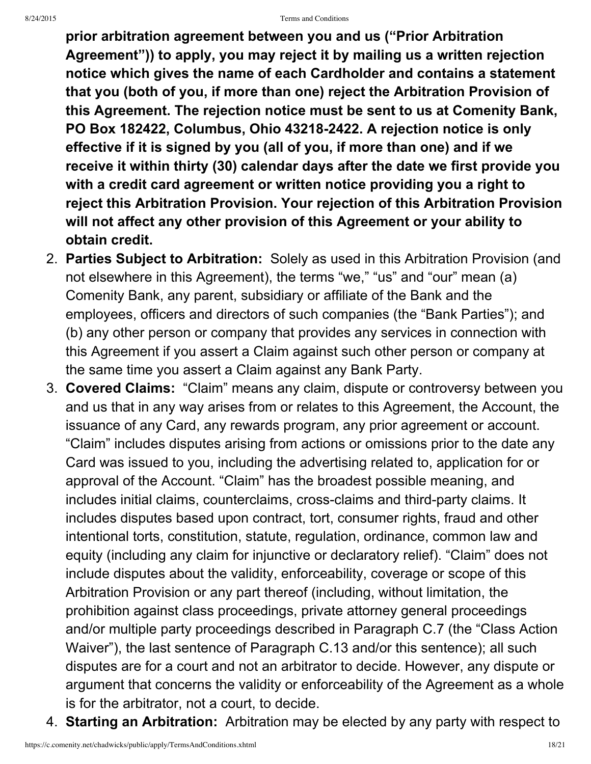**prior arbitration agreement between you and us ("Prior Arbitration Agreement")) to apply, you may reject it by mailing us a written rejection notice which gives the name of each Cardholder and contains a statement that you (both of you, if more than one) reject the Arbitration Provision of this Agreement. The rejection notice must be sent to us at Comenity Bank, PO Box 182422, Columbus, Ohio 43218-2422. A rejection notice is only effective if it is signed by you (all of you, if more than one) and if we receive it within thirty (30) calendar days after the date we first provide you with a credit card agreement or written notice providing you a right to reject this Arbitration Provision. Your rejection of this Arbitration Provision will not affect any other provision of this Agreement or your ability to obtain credit.**

2. **Parties Subject to Arbitration:** Solely as used in this Arbitration Provision (and not elsewhere in this Agreement), the terms "we," "us" and "our" mean (a) Comenity Bank, any parent, subsidiary or affiliate of the Bank and the employees, officers and directors of such companies (the "Bank Parties"); and (b) any other person or company that provides any services in connection with this Agreement if you assert a Claim against such other person or company at the same time you assert a Claim against any Bank Party.
3. **Covered Claims:** "Claim" means any claim, dispute or controversy between you and us that in any way arises from or relates to this Agreement, the Account, the issuance of any Card, any rewards program, any prior agreement or account. "Claim" includes disputes arising from actions or omissions prior to the date any Card was issued to you, including the advertising related to, application for or approval of the Account. "Claim" has the broadest possible meaning, and includes initial claims, counterclaims, cross-claims and third-party claims. It includes disputes based upon contract, tort, consumer rights, fraud and other intentional torts, constitution, statute, regulation, ordinance, common law and equity (including any claim for injunctive or declaratory relief). "Claim" does not include disputes about the validity, enforceability, coverage or scope of this Arbitration Provision or any part thereof (including, without limitation, the prohibition against class proceedings, private attorney general proceedings and/or multiple party proceedings described in Paragraph C.7 (the "Class Action Waiver"), the last sentence of Paragraph C.13 and/or this sentence); all such disputes are for a court and not an arbitrator to decide. However, any dispute or argument that concerns the validity or enforceability of the Agreement as a whole is for the arbitrator, not a court, to decide.
4. **Starting an Arbitration:** Arbitration may be elected by any party with respect to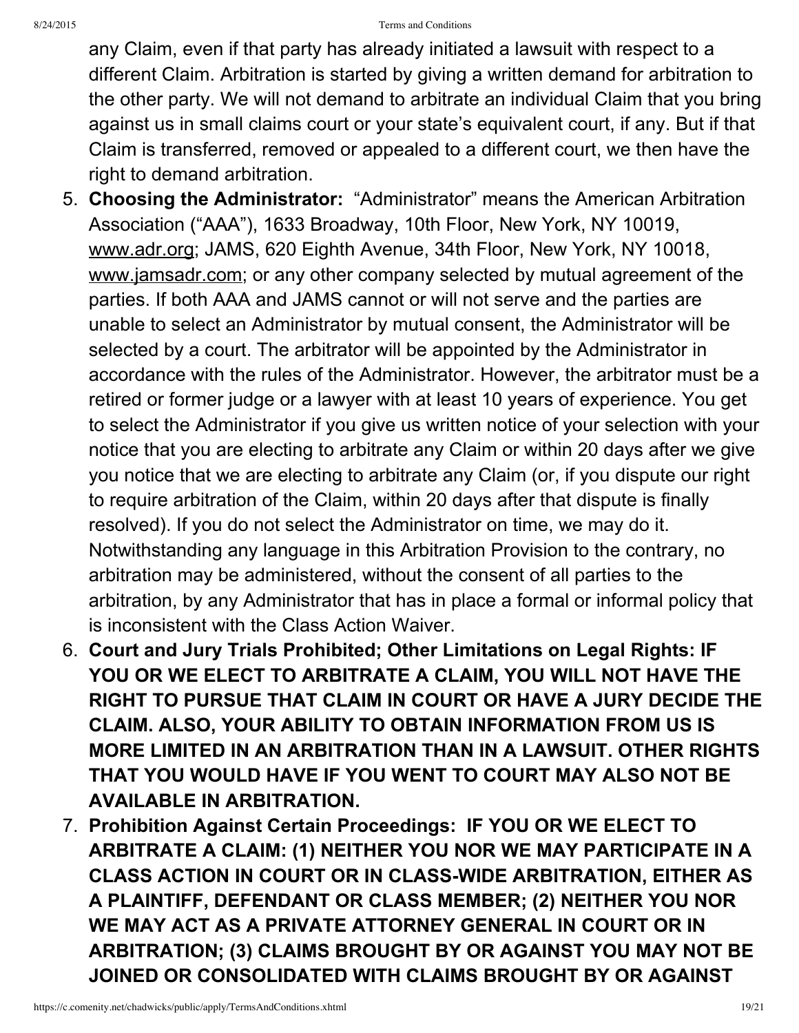any Claim, even if that party has already initiated a lawsuit with respect to a different Claim. Arbitration is started by giving a written demand for arbitration to the other party. We will not demand to arbitrate an individual Claim that you bring against us in small claims court or your state's equivalent court, if any. But if that Claim is transferred, removed or appealed to a different court, we then have the right to demand arbitration.

5. **Choosing the Administrator:** "Administrator" means the American Arbitration Association ("AAA"), 1633 Broadway, 10th Floor, New York, NY 10019, www.adr.org; JAMS, 620 Eighth Avenue, 34th Floor, New York, NY 10018, www.jamsadr.com; or any other company selected by mutual agreement of the parties. If both AAA and JAMS cannot or will not serve and the parties are unable to select an Administrator by mutual consent, the Administrator will be selected by a court. The arbitrator will be appointed by the Administrator in accordance with the rules of the Administrator. However, the arbitrator must be a retired or former judge or a lawyer with at least 10 years of experience. You get to select the Administrator if you give us written notice of your selection with your notice that you are electing to arbitrate any Claim or within 20 days after we give you notice that we are electing to arbitrate any Claim (or, if you dispute our right to require arbitration of the Claim, within 20 days after that dispute is finally resolved). If you do not select the Administrator on time, we may do it. Notwithstanding any language in this Arbitration Provision to the contrary, no arbitration may be administered, without the consent of all parties to the arbitration, by any Administrator that has in place a formal or informal policy that is inconsistent with the Class Action Waiver.
6. **Court and Jury Trials Prohibited; Other Limitations on Legal Rights: IF YOU OR WE ELECT TO ARBITRATE A CLAIM, YOU WILL NOT HAVE THE RIGHT TO PURSUE THAT CLAIM IN COURT OR HAVE A JURY DECIDE THE CLAIM. ALSO, YOUR ABILITY TO OBTAIN INFORMATION FROM US IS MORE LIMITED IN AN ARBITRATION THAN IN A LAWSUIT. OTHER RIGHTS THAT YOU WOULD HAVE IF YOU WENT TO COURT MAY ALSO NOT BE AVAILABLE IN ARBITRATION.**
7. **Prohibition Against Certain Proceedings: IF YOU OR WE ELECT TO ARBITRATE A CLAIM: (1) NEITHER YOU NOR WE MAY PARTICIPATE IN A CLASS ACTION IN COURT OR IN CLASS-WIDE ARBITRATION, EITHER AS A PLAINTIFF, DEFENDANT OR CLASS MEMBER; (2) NEITHER YOU NOR WE MAY ACT AS A PRIVATE ATTORNEY GENERAL IN COURT OR IN ARBITRATION; (3) CLAIMS BROUGHT BY OR AGAINST YOU MAY NOT BE JOINED OR CONSOLIDATED WITH CLAIMS BROUGHT BY OR AGAINST**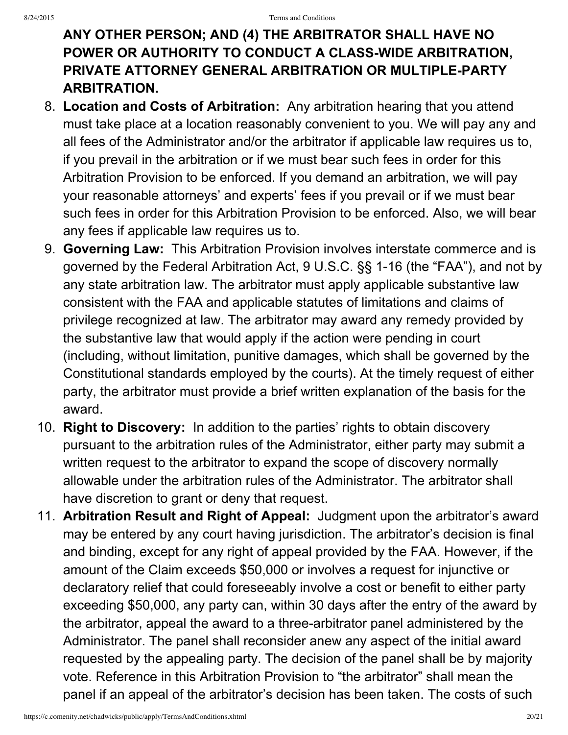**ANY OTHER PERSON; AND (4) THE ARBITRATOR SHALL HAVE NO POWER OR AUTHORITY TO CONDUCT A CLASS-WIDE ARBITRATION, PRIVATE ATTORNEY GENERAL ARBITRATION OR MULTIPLE-PARTY ARBITRATION.**

8. **Location and Costs of Arbitration:** Any arbitration hearing that you attend must take place at a location reasonably convenient to you. We will pay any and all fees of the Administrator and/or the arbitrator if applicable law requires us to, if you prevail in the arbitration or if we must bear such fees in order for this Arbitration Provision to be enforced. If you demand an arbitration, we will pay your reasonable attorneys' and experts' fees if you prevail or if we must bear such fees in order for this Arbitration Provision to be enforced. Also, we will bear any fees if applicable law requires us to.
9. **Governing Law:** This Arbitration Provision involves interstate commerce and is governed by the Federal Arbitration Act, 9 U.S.C. §§ 1-16 (the "FAA"), and not by any state arbitration law. The arbitrator must apply applicable substantive law consistent with the FAA and applicable statutes of limitations and claims of privilege recognized at law. The arbitrator may award any remedy provided by the substantive law that would apply if the action were pending in court (including, without limitation, punitive damages, which shall be governed by the Constitutional standards employed by the courts). At the timely request of either party, the arbitrator must provide a brief written explanation of the basis for the award.
10. **Right to Discovery:** In addition to the parties' rights to obtain discovery pursuant to the arbitration rules of the Administrator, either party may submit a written request to the arbitrator to expand the scope of discovery normally allowable under the arbitration rules of the Administrator. The arbitrator shall have discretion to grant or deny that request.
11. **Arbitration Result and Right of Appeal:** Judgment upon the arbitrator's award may be entered by any court having jurisdiction. The arbitrator's decision is final and binding, except for any right of appeal provided by the FAA. However, if the amount of the Claim exceeds $50,000 or involves a request for injunctive or declaratory relief that could foreseeably involve a cost or benefit to either party exceeding $50,000, any party can, within 30 days after the entry of the award by the arbitrator, appeal the award to a three-arbitrator panel administered by the Administrator. The panel shall reconsider anew any aspect of the initial award requested by the appealing party. The decision of the panel shall be by majority vote. Reference in this Arbitration Provision to "the arbitrator" shall mean the panel if an appeal of the arbitrator's decision has been taken. The costs of such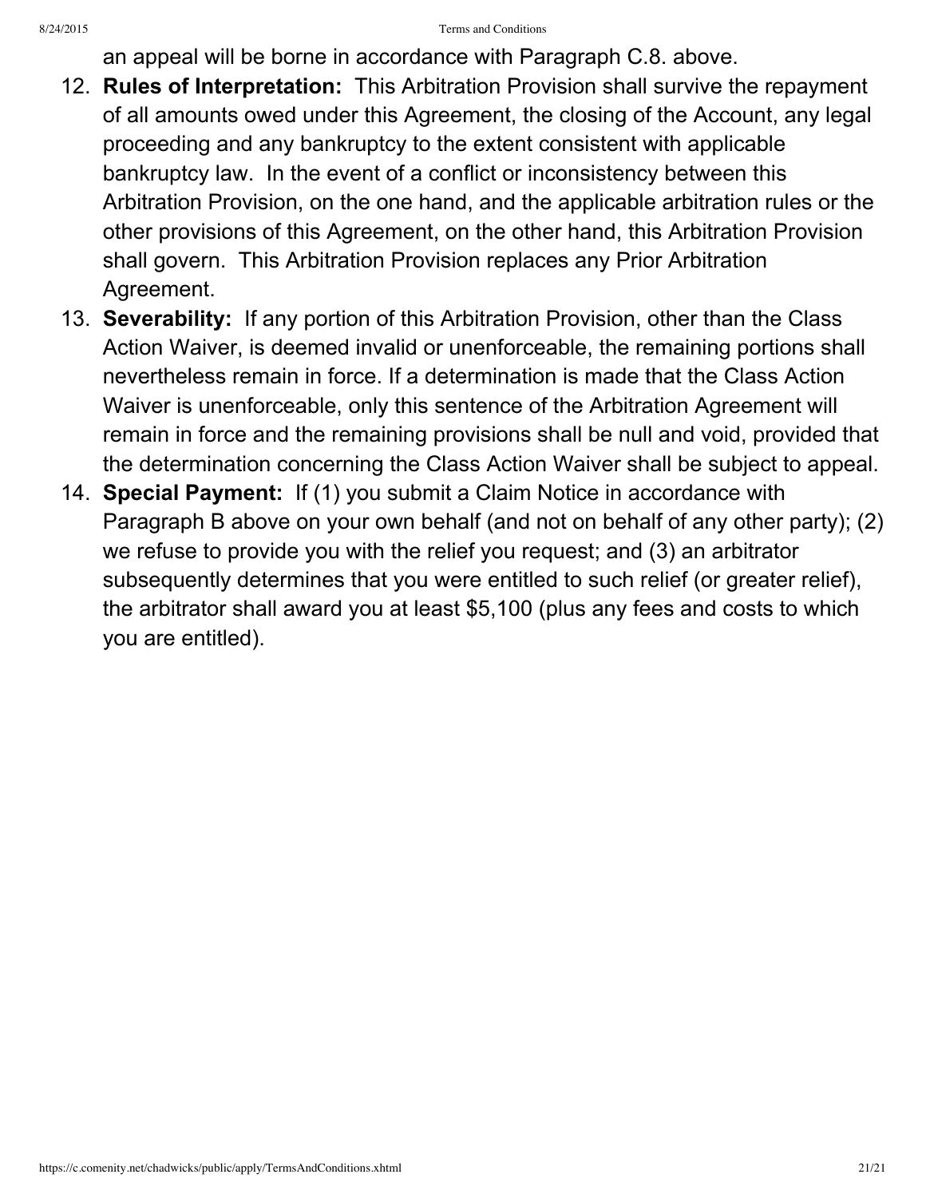an appeal will be borne in accordance with Paragraph C.8. above.

12. **Rules of Interpretation:** This Arbitration Provision shall survive the repayment of all amounts owed under this Agreement, the closing of the Account, any legal proceeding and any bankruptcy to the extent consistent with applicable bankruptcy law. In the event of a conflict or inconsistency between this Arbitration Provision, on the one hand, and the applicable arbitration rules or the other provisions of this Agreement, on the other hand, this Arbitration Provision shall govern. This Arbitration Provision replaces any Prior Arbitration Agreement.
13. **Severability:** If any portion of this Arbitration Provision, other than the Class Action Waiver, is deemed invalid or unenforceable, the remaining portions shall nevertheless remain in force. If a determination is made that the Class Action Waiver is unenforceable, only this sentence of the Arbitration Agreement will remain in force and the remaining provisions shall be null and void, provided that the determination concerning the Class Action Waiver shall be subject to appeal.
14. **Special Payment:** If (1) you submit a Claim Notice in accordance with Paragraph B above on your own behalf (and not on behalf of any other party); (2) we refuse to provide you with the relief you request; and (3) an arbitrator subsequently determines that you were entitled to such relief (or greater relief), the arbitrator shall award you at least $5,100 (plus any fees and costs to which you are entitled).